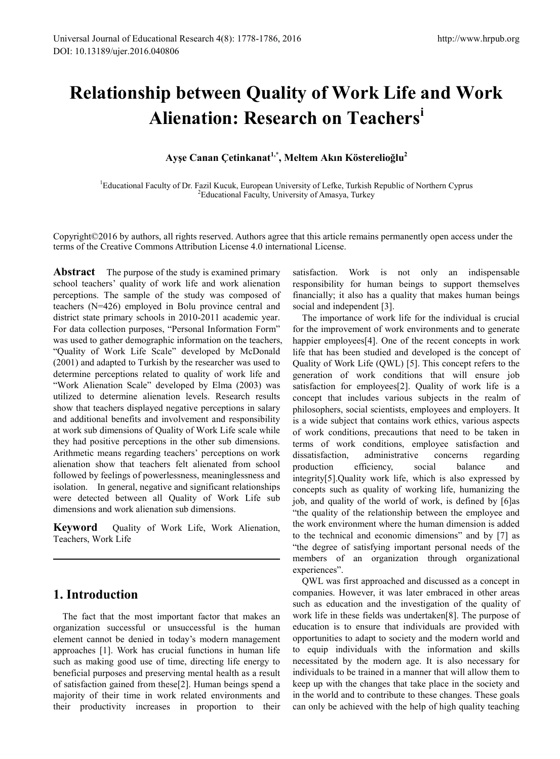# Relationship between Quality of Work Life and Work Alienation: Research on Teachers[i]

**Ayşe Canan Çetinkanat[1,*], Meltem Akın Kösterelioğlu[2]**

[1]Educational Faculty of Dr. Fazil Kucuk, European University of Lefke, Turkish Republic of Northern Cyprus
[2]Educational Faculty, University of Amasya, Turkey

Copyright©2016 by authors, all rights reserved. Authors agree that this article remains permanently open access under the terms of the Creative Commons Attribution License 4.0 international License.

**Abstract** The purpose of the study is examined primary school teachers' quality of work life and work alienation perceptions. The sample of the study was composed of teachers (N=426) employed in Bolu province central and district state primary schools in 2010-2011 academic year. For data collection purposes, "Personal Information Form" was used to gather demographic information on the teachers, "Quality of Work Life Scale" developed by McDonald (2001) and adapted to Turkish by the researcher was used to determine perceptions related to quality of work life and "Work Alienation Scale" developed by Elma (2003) was utilized to determine alienation levels. Research results show that teachers displayed negative perceptions in salary and additional benefits and involvement and responsibility at work sub dimensions of Quality of Work Life scale while they had positive perceptions in the other sub dimensions. Arithmetic means regarding teachers' perceptions on work alienation show that teachers felt alienated from school followed by feelings of powerlessness, meaninglessness and isolation. In general, negative and significant relationships were detected between all Quality of Work Life sub dimensions and work alienation sub dimensions.

**Keyword** Quality of Work Life, Work Alienation, Teachers, Work Life

## 1. Introduction

The fact that the most important factor that makes an organization successful or unsuccessful is the human element cannot be denied in today's modern management approaches [1]. Work has crucial functions in human life such as making good use of time, directing life energy to beneficial purposes and preserving mental health as a result of satisfaction gained from these[2]. Human beings spend a majority of their time in work related environments and their productivity increases in proportion to their satisfaction. Work is not only an indispensable responsibility for human beings to support themselves financially; it also has a quality that makes human beings social and independent [3].

The importance of work life for the individual is crucial for the improvement of work environments and to generate happier employees[4]. One of the recent concepts in work life that has been studied and developed is the concept of Quality of Work Life (QWL) [5]. This concept refers to the generation of work conditions that will ensure job satisfaction for employees[2]. Quality of work life is a concept that includes various subjects in the realm of philosophers, social scientists, employees and employers. It is a wide subject that contains work ethics, various aspects of work conditions, precautions that need to be taken in terms of work conditions, employee satisfaction and dissatisfaction, administrative concerns regarding production efficiency, social balance and integrity[5].Quality work life, which is also expressed by concepts such as quality of working life, humanizing the job, and quality of the world of work, is defined by [6]as "the quality of the relationship between the employee and the work environment where the human dimension is added to the technical and economic dimensions" and by [7] as "the degree of satisfying important personal needs of the members of an organization through organizational experiences".

QWL was first approached and discussed as a concept in companies. However, it was later embraced in other areas such as education and the investigation of the quality of work life in these fields was undertaken[8]. The purpose of education is to ensure that individuals are provided with opportunities to adapt to society and the modern world and to equip individuals with the information and skills necessitated by the modern age. It is also necessary for individuals to be trained in a manner that will allow them to keep up with the changes that take place in the society and in the world and to contribute to these changes. These goals can only be achieved with the help of high quality teaching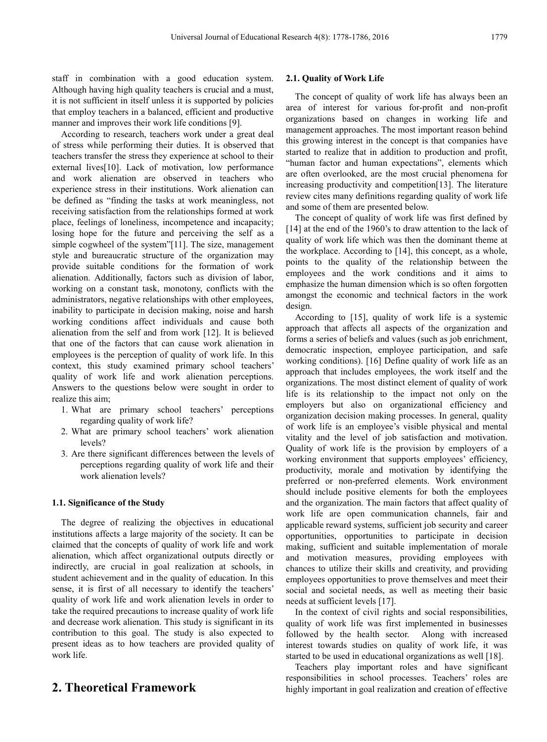staff in combination with a good education system. Although having high quality teachers is crucial and a must, it is not sufficient in itself unless it is supported by policies that employ teachers in a balanced, efficient and productive manner and improves their work life conditions [9].

According to research, teachers work under a great deal of stress while performing their duties. It is observed that teachers transfer the stress they experience at school to their external lives[10]. Lack of motivation, low performance and work alienation are observed in teachers who experience stress in their institutions. Work alienation can be defined as "finding the tasks at work meaningless, not receiving satisfaction from the relationships formed at work place, feelings of loneliness, incompetence and incapacity; losing hope for the future and perceiving the self as a simple cogwheel of the system"[11]. The size, management style and bureaucratic structure of the organization may provide suitable conditions for the formation of work alienation. Additionally, factors such as division of labor, working on a constant task, monotony, conflicts with the administrators, negative relationships with other employees, inability to participate in decision making, noise and harsh working conditions affect individuals and cause both alienation from the self and from work [12]. It is believed that one of the factors that can cause work alienation in employees is the perception of quality of work life. In this context, this study examined primary school teachers' quality of work life and work alienation perceptions. Answers to the questions below were sought in order to realize this aim;

1. What are primary school teachers' perceptions regarding quality of work life?
2. What are primary school teachers' work alienation levels?
3. Are there significant differences between the levels of perceptions regarding quality of work life and their work alienation levels?

### 1.1. Significance of the Study

The degree of realizing the objectives in educational institutions affects a large majority of the society. It can be claimed that the concepts of quality of work life and work alienation, which affect organizational outputs directly or indirectly, are crucial in goal realization at schools, in student achievement and in the quality of education. In this sense, it is first of all necessary to identify the teachers' quality of work life and work alienation levels in order to take the required precautions to increase quality of work life and decrease work alienation. This study is significant in its contribution to this goal. The study is also expected to present ideas as to how teachers are provided quality of work life.

## 2. Theoretical Framework

### 2.1. Quality of Work Life

The concept of quality of work life has always been an area of interest for various for-profit and non-profit organizations based on changes in working life and management approaches. The most important reason behind this growing interest in the concept is that companies have started to realize that in addition to production and profit, "human factor and human expectations", elements which are often overlooked, are the most crucial phenomena for increasing productivity and competition[13]. The literature review cites many definitions regarding quality of work life and some of them are presented below.

The concept of quality of work life was first defined by [14] at the end of the 1960's to draw attention to the lack of quality of work life which was then the dominant theme at the workplace. According to [14], this concept, as a whole, points to the quality of the relationship between the employees and the work conditions and it aims to emphasize the human dimension which is so often forgotten amongst the economic and technical factors in the work design.

According to [15], quality of work life is a systemic approach that affects all aspects of the organization and forms a series of beliefs and values (such as job enrichment, democratic inspection, employee participation, and safe working conditions). [16] Define quality of work life as an approach that includes employees, the work itself and the organizations. The most distinct element of quality of work life is its relationship to the impact not only on the employers but also on organizational efficiency and organization decision making processes. In general, quality of work life is an employee's visible physical and mental vitality and the level of job satisfaction and motivation. Quality of work life is the provision by employers of a working environment that supports employees' efficiency, productivity, morale and motivation by identifying the preferred or non-preferred elements. Work environment should include positive elements for both the employees and the organization. The main factors that affect quality of work life are open communication channels, fair and applicable reward systems, sufficient job security and career opportunities, opportunities to participate in decision making, sufficient and suitable implementation of morale and motivation measures, providing employees with chances to utilize their skills and creativity, and providing employees opportunities to prove themselves and meet their social and societal needs, as well as meeting their basic needs at sufficient levels [17].

In the context of civil rights and social responsibilities, quality of work life was first implemented in businesses followed by the health sector. Along with increased interest towards studies on quality of work life, it was started to be used in educational organizations as well [18].

Teachers play important roles and have significant responsibilities in school processes. Teachers' roles are highly important in goal realization and creation of effective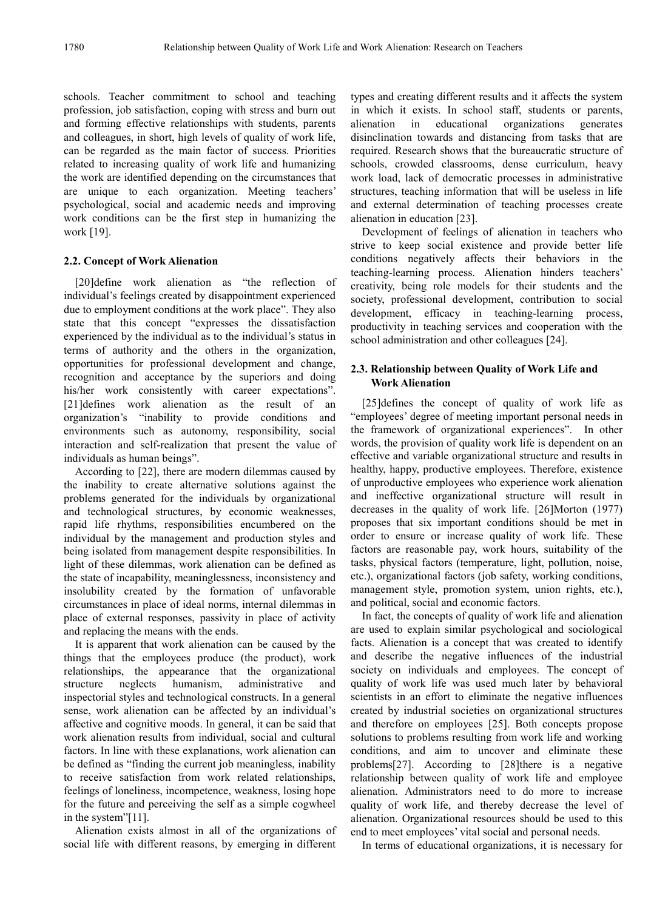schools. Teacher commitment to school and teaching profession, job satisfaction, coping with stress and burn out and forming effective relationships with students, parents and colleagues, in short, high levels of quality of work life, can be regarded as the main factor of success. Priorities related to increasing quality of work life and humanizing the work are identified depending on the circumstances that are unique to each organization. Meeting teachers' psychological, social and academic needs and improving work conditions can be the first step in humanizing the work [19].

### 2.2. Concept of Work Alienation

[20]define work alienation as "the reflection of individual's feelings created by disappointment experienced due to employment conditions at the work place". They also state that this concept "expresses the dissatisfaction experienced by the individual as to the individual's status in terms of authority and the others in the organization, opportunities for professional development and change, recognition and acceptance by the superiors and doing his/her work consistently with career expectations". [21]defines work alienation as the result of an organization's "inability to provide conditions and environments such as autonomy, responsibility, social interaction and self-realization that present the value of individuals as human beings".

According to [22], there are modern dilemmas caused by the inability to create alternative solutions against the problems generated for the individuals by organizational and technological structures, by economic weaknesses, rapid life rhythms, responsibilities encumbered on the individual by the management and production styles and being isolated from management despite responsibilities. In light of these dilemmas, work alienation can be defined as the state of incapability, meaninglessness, inconsistency and insolubility created by the formation of unfavorable circumstances in place of ideal norms, internal dilemmas in place of external responses, passivity in place of activity and replacing the means with the ends.

It is apparent that work alienation can be caused by the things that the employees produce (the product), work relationships, the appearance that the organizational structure neglects humanism, administrative and inspectorial styles and technological constructs. In a general sense, work alienation can be affected by an individual's affective and cognitive moods. In general, it can be said that work alienation results from individual, social and cultural factors. In line with these explanations, work alienation can be defined as "finding the current job meaningless, inability to receive satisfaction from work related relationships, feelings of loneliness, incompetence, weakness, losing hope for the future and perceiving the self as a simple cogwheel in the system"[11].

Alienation exists almost in all of the organizations of social life with different reasons, by emerging in different types and creating different results and it affects the system in which it exists. In school staff, students or parents, alienation in educational organizations generates disinclination towards and distancing from tasks that are required. Research shows that the bureaucratic structure of schools, crowded classrooms, dense curriculum, heavy work load, lack of democratic processes in administrative structures, teaching information that will be useless in life and external determination of teaching processes create alienation in education [23].

Development of feelings of alienation in teachers who strive to keep social existence and provide better life conditions negatively affects their behaviors in the teaching-learning process. Alienation hinders teachers' creativity, being role models for their students and the society, professional development, contribution to social development, efficacy in teaching-learning process, productivity in teaching services and cooperation with the school administration and other colleagues [24].

### 2.3. Relationship between Quality of Work Life and Work Alienation

[25]defines the concept of quality of work life as "employees' degree of meeting important personal needs in the framework of organizational experiences". In other words, the provision of quality work life is dependent on an effective and variable organizational structure and results in healthy, happy, productive employees. Therefore, existence of unproductive employees who experience work alienation and ineffective organizational structure will result in decreases in the quality of work life. [26]Morton (1977) proposes that six important conditions should be met in order to ensure or increase quality of work life. These factors are reasonable pay, work hours, suitability of the tasks, physical factors (temperature, light, pollution, noise, etc.), organizational factors (job safety, working conditions, management style, promotion system, union rights, etc.), and political, social and economic factors.

In fact, the concepts of quality of work life and alienation are used to explain similar psychological and sociological facts. Alienation is a concept that was created to identify and describe the negative influences of the industrial society on individuals and employees. The concept of quality of work life was used much later by behavioral scientists in an effort to eliminate the negative influences created by industrial societies on organizational structures and therefore on employees [25]. Both concepts propose solutions to problems resulting from work life and working conditions, and aim to uncover and eliminate these problems[27]. According to [28]there is a negative relationship between quality of work life and employee alienation. Administrators need to do more to increase quality of work life, and thereby decrease the level of alienation. Organizational resources should be used to this end to meet employees' vital social and personal needs.

In terms of educational organizations, it is necessary for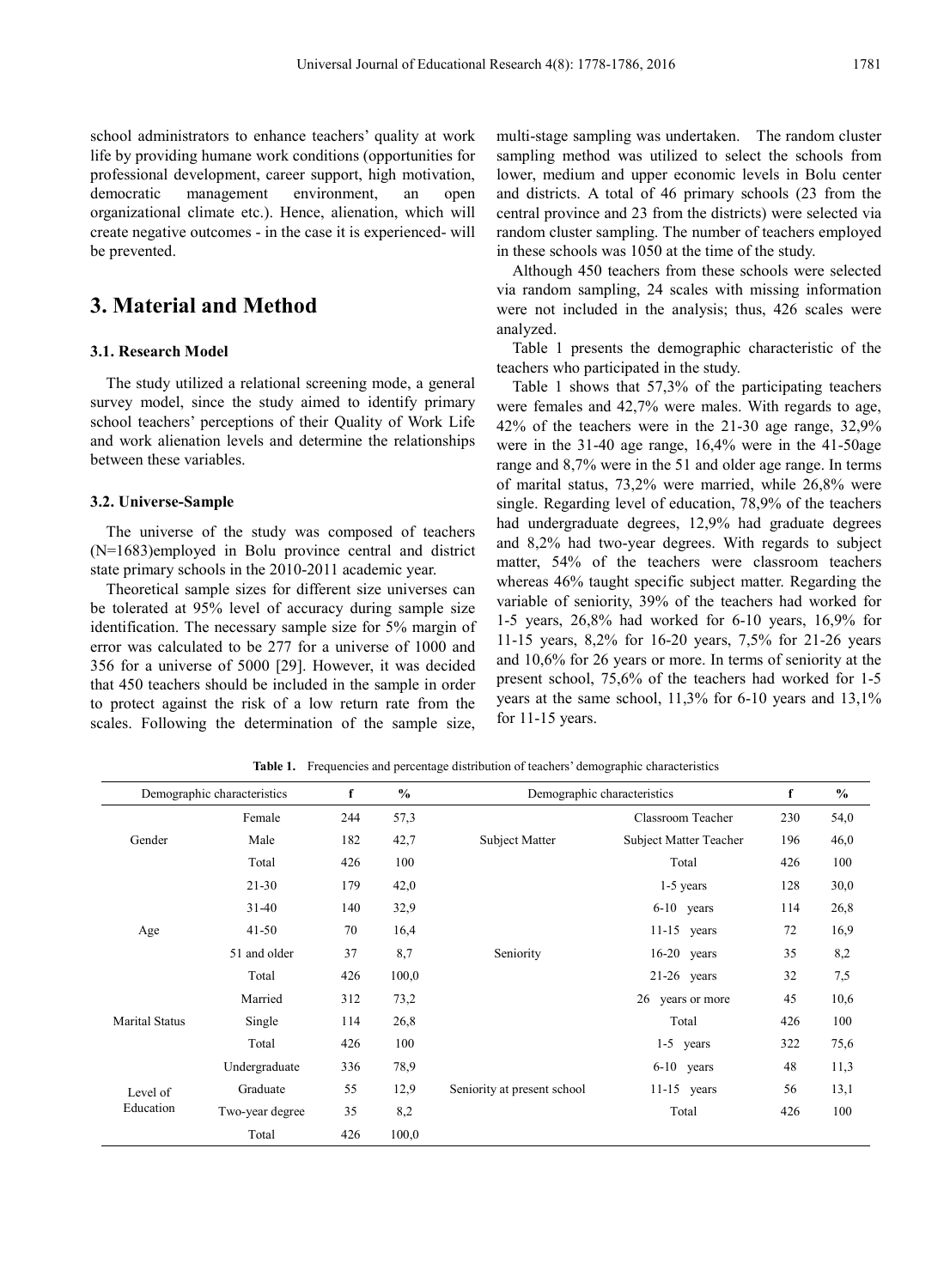school administrators to enhance teachers' quality at work life by providing humane work conditions (opportunities for professional development, career support, high motivation, democratic management environment, an open organizational climate etc.). Hence, alienation, which will create negative outcomes - in the case it is experienced- will be prevented.

# 3. Material and Method

### 3.1. Research Model

The study utilized a relational screening mode, a general survey model, since the study aimed to identify primary school teachers' perceptions of their Quality of Work Life and work alienation levels and determine the relationships between these variables.

### 3.2. Universe-Sample

The universe of the study was composed of teachers (N=1683)employed in Bolu province central and district state primary schools in the 2010-2011 academic year.

Theoretical sample sizes for different size universes can be tolerated at 95% level of accuracy during sample size identification. The necessary sample size for 5% margin of error was calculated to be 277 for a universe of 1000 and 356 for a universe of 5000 [29]. However, it was decided that 450 teachers should be included in the sample in order to protect against the risk of a low return rate from the scales. Following the determination of the sample size, multi-stage sampling was undertaken. The random cluster sampling method was utilized to select the schools from lower, medium and upper economic levels in Bolu center and districts. A total of 46 primary schools (23 from the central province and 23 from the districts) were selected via random cluster sampling. The number of teachers employed in these schools was 1050 at the time of the study.

Although 450 teachers from these schools were selected via random sampling, 24 scales with missing information were not included in the analysis; thus, 426 scales were analyzed.

Table 1 presents the demographic characteristic of the teachers who participated in the study.

Table 1 shows that 57,3% of the participating teachers were females and 42,7% were males. With regards to age, 42% of the teachers were in the 21-30 age range, 32,9% were in the 31-40 age range, 16,4% were in the 41-50age range and 8,7% were in the 51 and older age range. In terms of marital status, 73,2% were married, while 26,8% were single. Regarding level of education, 78,9% of the teachers had undergraduate degrees, 12,9% had graduate degrees and 8,2% had two-year degrees. With regards to subject matter, 54% of the teachers were classroom teachers whereas 46% taught specific subject matter. Regarding the variable of seniority, 39% of the teachers had worked for 1-5 years, 26,8% had worked for 6-10 years, 16,9% for 11-15 years, 8,2% for 16-20 years, 7,5% for 21-26 years and 10,6% for 26 years or more. In terms of seniority at the present school, 75,6% of the teachers had worked for 1-5 years at the same school, 11,3% for 6-10 years and 13,1% for 11-15 years.

**Table 1.** Frequencies and percentage distribution of teachers' demographic characteristics

| Demographic characteristics | | f | % | Demographic characteristics | | f | % |
|---|---|---|---|---|---|---|---|
| Gender | Female | 244 | 57,3 | Subject Matter | Classroom Teacher | 230 | 54,0 |
| | Male | 182 | 42,7 | | Subject Matter Teacher | 196 | 46,0 |
| | Total | 426 | 100 | | Total | 426 | 100 |
| Age | 21-30 | 179 | 42,0 | Seniority | 1-5 years | 128 | 30,0 |
| | 31-40 | 140 | 32,9 | | 6-10 years | 114 | 26,8 |
| | 41-50 | 70 | 16,4 | | 11-15 years | 72 | 16,9 |
| | 51 and older | 37 | 8,7 | | 16-20 years | 35 | 8,2 |
| | Total | 426 | 100,0 | | 21-26 years | 32 | 7,5 |
| Marital Status | Married | 312 | 73,2 | | 26 years or more | 45 | 10,6 |
| | Single | 114 | 26,8 | | Total | 426 | 100 |
| | Total | 426 | 100 | Seniority at present school | 1-5 years | 322 | 75,6 |
| Level of Education | Undergraduate | 336 | 78,9 | | 6-10 years | 48 | 11,3 |
| | Graduate | 55 | 12,9 | | 11-15 years | 56 | 13,1 |
| | Two-year degree | 35 | 8,2 | | Total | 426 | 100 |
| | Total | 426 | 100,0 | | | | |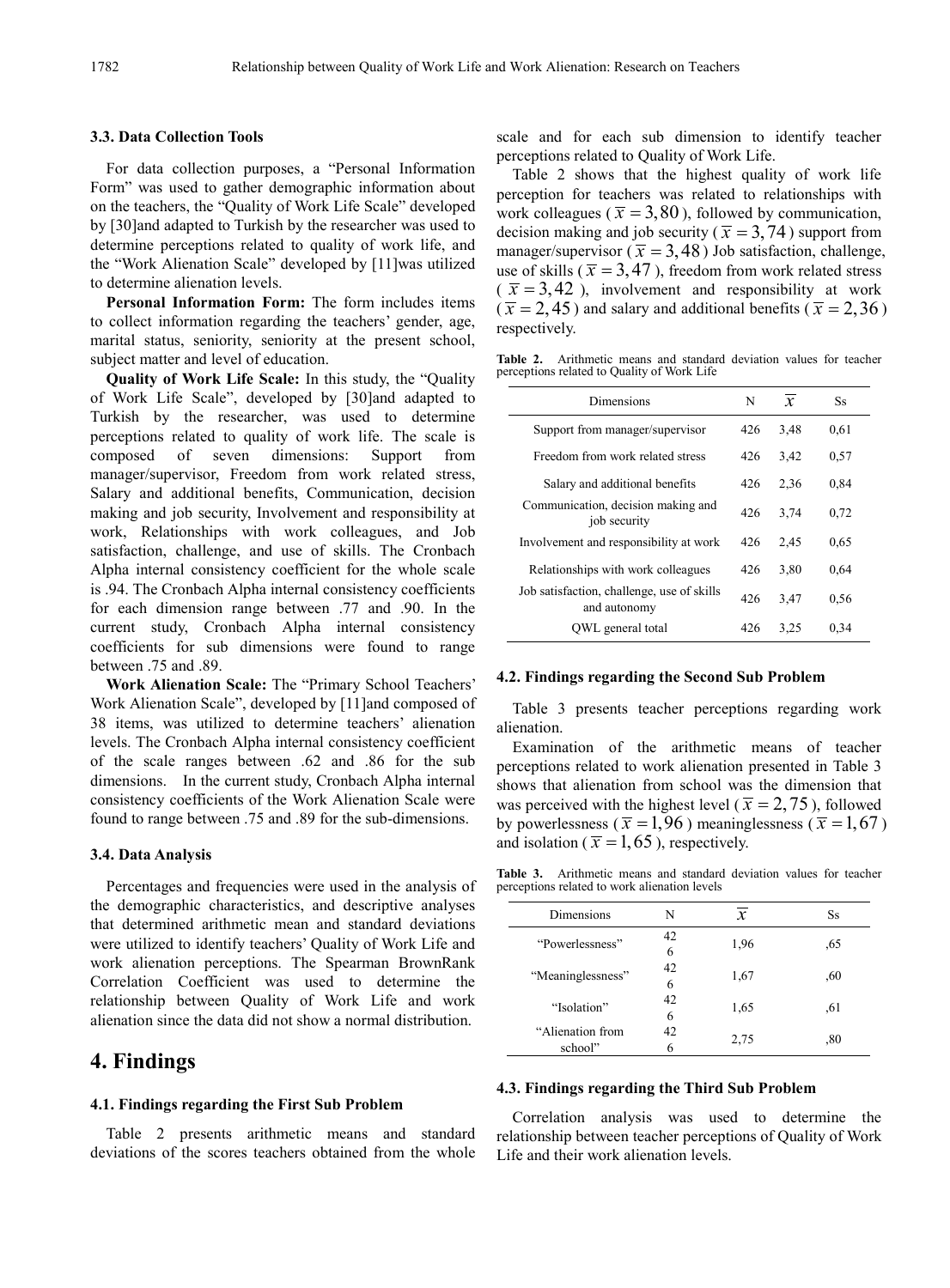### 3.3. Data Collection Tools

For data collection purposes, a "Personal Information Form" was used to gather demographic information about on the teachers, the "Quality of Work Life Scale" developed by [30]and adapted to Turkish by the researcher was used to determine perceptions related to quality of work life, and the "Work Alienation Scale" developed by [11]was utilized to determine alienation levels.

**Personal Information Form:** The form includes items to collect information regarding the teachers' gender, age, marital status, seniority, seniority at the present school, subject matter and level of education.

**Quality of Work Life Scale:** In this study, the "Quality of Work Life Scale", developed by [30]and adapted to Turkish by the researcher, was used to determine perceptions related to quality of work life. The scale is composed of seven dimensions: Support from manager/supervisor, Freedom from work related stress, Salary and additional benefits, Communication, decision making and job security, Involvement and responsibility at work, Relationships with work colleagues, and Job satisfaction, challenge, and use of skills. The Cronbach Alpha internal consistency coefficient for the whole scale is .94. The Cronbach Alpha internal consistency coefficients for each dimension range between .77 and .90. In the current study, Cronbach Alpha internal consistency coefficients for sub dimensions were found to range between .75 and .89.

**Work Alienation Scale:** The "Primary School Teachers' Work Alienation Scale", developed by [11]and composed of 38 items, was utilized to determine teachers' alienation levels. The Cronbach Alpha internal consistency coefficient of the scale ranges between .62 and .86 for the sub dimensions. In the current study, Cronbach Alpha internal consistency coefficients of the Work Alienation Scale were found to range between .75 and .89 for the sub-dimensions.

### 3.4. Data Analysis

Percentages and frequencies were used in the analysis of the demographic characteristics, and descriptive analyses that determined arithmetic mean and standard deviations were utilized to identify teachers' Quality of Work Life and work alienation perceptions. The Spearman BrownRank Correlation Coefficient was used to determine the relationship between Quality of Work Life and work alienation since the data did not show a normal distribution.

## 4. Findings

### 4.1. Findings regarding the First Sub Problem

Table 2 presents arithmetic means and standard deviations of the scores teachers obtained from the whole scale and for each sub dimension to identify teacher perceptions related to Quality of Work Life.

Table 2 shows that the highest quality of work life perception for teachers was related to relationships with work colleagues ($\overline{x} = 3,80$), followed by communication, decision making and job security ($\overline{x} = 3,74$) support from manager/supervisor ($\overline{x} = 3,48$) Job satisfaction, challenge, use of skills ($\overline{x} = 3,47$), freedom from work related stress ($\overline{x} = 3,42$), involvement and responsibility at work ($\overline{x} = 2,45$) and salary and additional benefits ($\overline{x} = 2,36$) respectively.

**Table 2.** Arithmetic means and standard deviation values for teacher perceptions related to Quality of Work Life

| Dimensions | N | $\overline{x}$ | Ss |
|---|---|---|---|
| Support from manager/supervisor | 426 | 3,48 | 0,61 |
| Freedom from work related stress | 426 | 3,42 | 0,57 |
| Salary and additional benefits | 426 | 2,36 | 0,84 |
| Communication, decision making and job security | 426 | 3,74 | 0,72 |
| Involvement and responsibility at work | 426 | 2,45 | 0,65 |
| Relationships with work colleagues | 426 | 3,80 | 0,64 |
| Job satisfaction, challenge, use of skills and autonomy | 426 | 3,47 | 0,56 |
| QWL general total | 426 | 3,25 | 0,34 |

### 4.2. Findings regarding the Second Sub Problem

Table 3 presents teacher perceptions regarding work alienation.

Examination of the arithmetic means of teacher perceptions related to work alienation presented in Table 3 shows that alienation from school was the dimension that was perceived with the highest level ($\overline{x} = 2,75$), followed by powerlessness ($\overline{x} = 1,96$) meaninglessness ($\overline{x} = 1,67$) and isolation ($\overline{x} = 1,65$), respectively.

**Table 3.** Arithmetic means and standard deviation values for teacher perceptions related to work alienation levels

| Dimensions | N | $\overline{x}$ | Ss |
|---|---|---|---|
| "Powerlessness" | 426 | 1,96 | ,65 |
| "Meaninglessness" | 426 | 1,67 | ,60 |
| "Isolation" | 426 | 1,65 | ,61 |
| "Alienation from school" | 426 | 2,75 | ,80 |

### 4.3. Findings regarding the Third Sub Problem

Correlation analysis was used to determine the relationship between teacher perceptions of Quality of Work Life and their work alienation levels.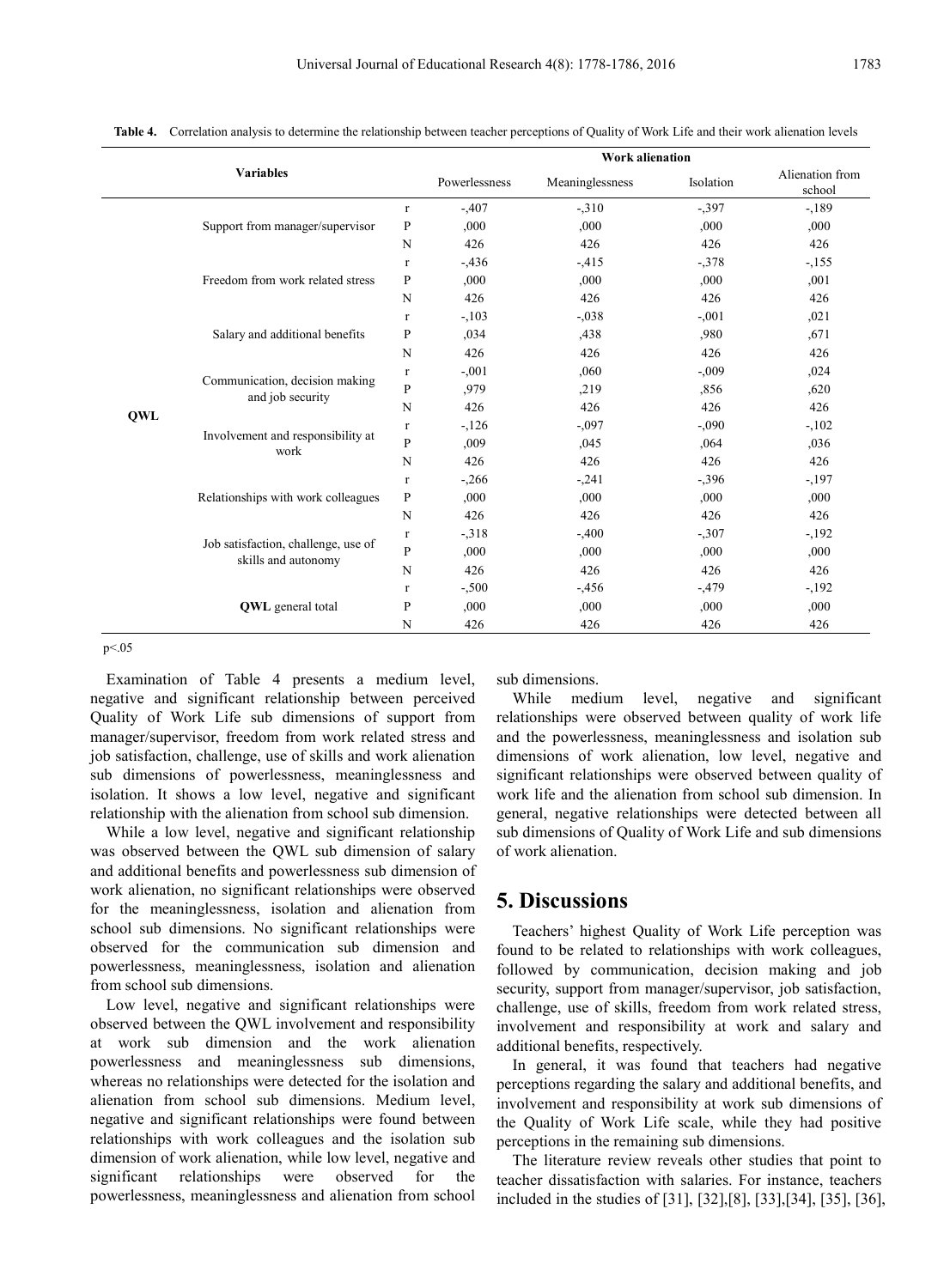**Table 4.** Correlation analysis to determine the relationship between teacher perceptions of Quality of Work Life and their work alienation levels

| Variables | | | Work alienation | | | |
|---|---|---|---|---|---|---|
| | | | Powerlessness | Meaninglessness | Isolation | Alienation from school |
| QWL | Support from manager/supervisor | r | -,407 | -,310 | -,397 | -,189 |
| | | P | ,000 | ,000 | ,000 | ,000 |
| | | N | 426 | 426 | 426 | 426 |
| | Freedom from work related stress | r | -,436 | -,415 | -,378 | -,155 |
| | | P | ,000 | ,000 | ,000 | ,001 |
| | | N | 426 | 426 | 426 | 426 |
| | Salary and additional benefits | r | -,103 | -,038 | -,001 | ,021 |
| | | P | ,034 | ,438 | ,980 | ,671 |
| | | N | 426 | 426 | 426 | 426 |
| | Communication, decision making and job security | r | -,001 | ,060 | -,009 | ,024 |
| | | P | ,979 | ,219 | ,856 | ,620 |
| | | N | 426 | 426 | 426 | 426 |
| | Involvement and responsibility at work | r | -,126 | -,097 | -,090 | -,102 |
| | | P | ,009 | ,045 | ,064 | ,036 |
| | | N | 426 | 426 | 426 | 426 |
| | Relationships with work colleagues | r | -,266 | -,241 | -,396 | -,197 |
| | | P | ,000 | ,000 | ,000 | ,000 |
| | | N | 426 | 426 | 426 | 426 |
| | Job satisfaction, challenge, use of skills and autonomy | r | -,318 | -,400 | -,307 | -,192 |
| | | P | ,000 | ,000 | ,000 | ,000 |
| | | N | 426 | 426 | 426 | 426 |
| | **QWL** general total | r | -,500 | -,456 | -,479 | -,192 |
| | | P | ,000 | ,000 | ,000 | ,000 |
| | | N | 426 | 426 | 426 | 426 |

$p<.05$

Examination of Table 4 presents a medium level, negative and significant relationship between perceived Quality of Work Life sub dimensions of support from manager/supervisor, freedom from work related stress and job satisfaction, challenge, use of skills and work alienation sub dimensions of powerlessness, meaninglessness and isolation. It shows a low level, negative and significant relationship with the alienation from school sub dimension.

While a low level, negative and significant relationship was observed between the QWL sub dimension of salary and additional benefits and powerlessness sub dimension of work alienation, no significant relationships were observed for the meaninglessness, isolation and alienation from school sub dimensions. No significant relationships were observed for the communication sub dimension and powerlessness, meaninglessness, isolation and alienation from school sub dimensions.

Low level, negative and significant relationships were observed between the QWL involvement and responsibility at work sub dimension and the work alienation powerlessness and meaninglessness sub dimensions, whereas no relationships were detected for the isolation and alienation from school sub dimensions. Medium level, negative and significant relationships were found between relationships with work colleagues and the isolation sub dimension of work alienation, while low level, negative and significant relationships were observed for the powerlessness, meaninglessness and alienation from school sub dimensions.

While medium level, negative and significant relationships were observed between quality of work life and the powerlessness, meaninglessness and isolation sub dimensions of work alienation, low level, negative and significant relationships were observed between quality of work life and the alienation from school sub dimension. In general, negative relationships were detected between all sub dimensions of Quality of Work Life and sub dimensions of work alienation.

## 5. Discussions

Teachers' highest Quality of Work Life perception was found to be related to relationships with work colleagues, followed by communication, decision making and job security, support from manager/supervisor, job satisfaction, challenge, use of skills, freedom from work related stress, involvement and responsibility at work and salary and additional benefits, respectively.

In general, it was found that teachers had negative perceptions regarding the salary and additional benefits, and involvement and responsibility at work sub dimensions of the Quality of Work Life scale, while they had positive perceptions in the remaining sub dimensions.

The literature review reveals other studies that point to teacher dissatisfaction with salaries. For instance, teachers included in the studies of [31], [32],[8], [33],[34], [35], [36],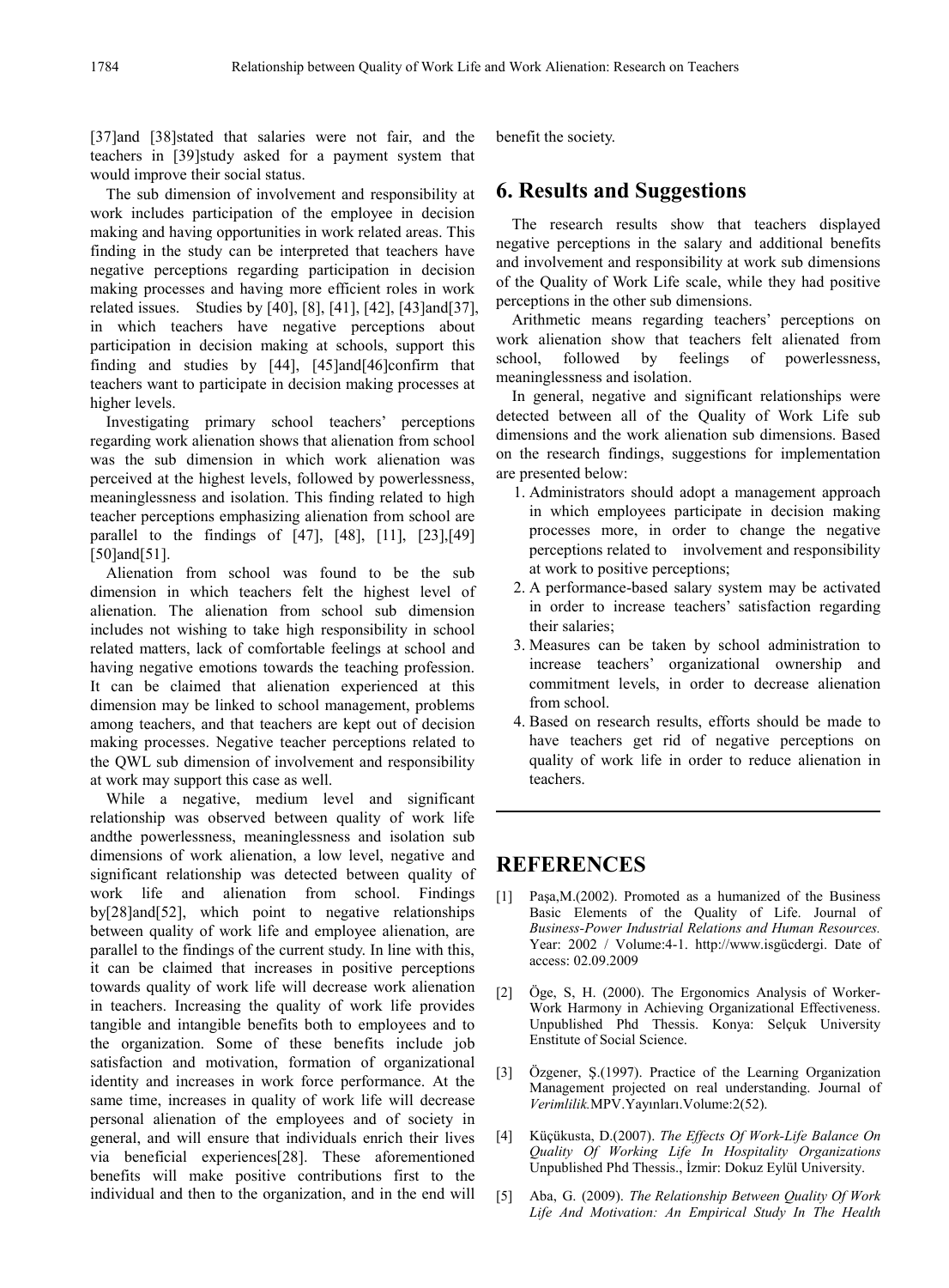[37]and [38]stated that salaries were not fair, and the teachers in [39]study asked for a payment system that would improve their social status.

The sub dimension of involvement and responsibility at work includes participation of the employee in decision making and having opportunities in work related areas. This finding in the study can be interpreted that teachers have negative perceptions regarding participation in decision making processes and having more efficient roles in work related issues. Studies by [40], [8], [41], [42], [43]and[37], in which teachers have negative perceptions about participation in decision making at schools, support this finding and studies by [44], [45]and[46]confirm that teachers want to participate in decision making processes at higher levels.

Investigating primary school teachers' perceptions regarding work alienation shows that alienation from school was the sub dimension in which work alienation was perceived at the highest levels, followed by powerlessness, meaninglessness and isolation. This finding related to high teacher perceptions emphasizing alienation from school are parallel to the findings of [47], [48], [11], [23],[49] [50]and[51].

Alienation from school was found to be the sub dimension in which teachers felt the highest level of alienation. The alienation from school sub dimension includes not wishing to take high responsibility in school related matters, lack of comfortable feelings at school and having negative emotions towards the teaching profession. It can be claimed that alienation experienced at this dimension may be linked to school management, problems among teachers, and that teachers are kept out of decision making processes. Negative teacher perceptions related to the QWL sub dimension of involvement and responsibility at work may support this case as well.

While a negative, medium level and significant relationship was observed between quality of work life andthe powerlessness, meaninglessness and isolation sub dimensions of work alienation, a low level, negative and significant relationship was detected between quality of work life and alienation from school. Findings by[28]and[52], which point to negative relationships between quality of work life and employee alienation, are parallel to the findings of the current study. In line with this, it can be claimed that increases in positive perceptions towards quality of work life will decrease work alienation in teachers. Increasing the quality of work life provides tangible and intangible benefits both to employees and to the organization. Some of these benefits include job satisfaction and motivation, formation of organizational identity and increases in work force performance. At the same time, increases in quality of work life will decrease personal alienation of the employees and of society in general, and will ensure that individuals enrich their lives via beneficial experiences[28]. These aforementioned benefits will make positive contributions first to the individual and then to the organization, and in the end will benefit the society.

## 6. Results and Suggestions

The research results show that teachers displayed negative perceptions in the salary and additional benefits and involvement and responsibility at work sub dimensions of the Quality of Work Life scale, while they had positive perceptions in the other sub dimensions.

Arithmetic means regarding teachers' perceptions on work alienation show that teachers felt alienated from school, followed by feelings of powerlessness, meaninglessness and isolation.

In general, negative and significant relationships were detected between all of the Quality of Work Life sub dimensions and the work alienation sub dimensions. Based on the research findings, suggestions for implementation are presented below:

1. Administrators should adopt a management approach in which employees participate in decision making processes more, in order to change the negative perceptions related to involvement and responsibility at work to positive perceptions;
2. A performance-based salary system may be activated in order to increase teachers' satisfaction regarding their salaries;
3. Measures can be taken by school administration to increase teachers' organizational ownership and commitment levels, in order to decrease alienation from school.
4. Based on research results, efforts should be made to have teachers get rid of negative perceptions on quality of work life in order to reduce alienation in teachers.

## REFERENCES

[1] Paşa,M.(2002). Promoted as a humanized of the Business Basic Elements of the Quality of Life. Journal of *Business-Power Industrial Relations and Human Resources.* Year: 2002 / Volume:4-1. http://www.isgücdergi. Date of access: 02.09.2009

[2] Öge, S, H. (2000). The Ergonomics Analysis of Worker-Work Harmony in Achieving Organizational Effectiveness. Unpublished Phd Thessis. Konya: Selçuk University Enstitute of Social Science.

[3] Özgener, Ş.(1997). Practice of the Learning Organization Management projected on real understanding. Journal of *Verimlilik.*MPV.Yayınları.Volume:2(52).

[4] Küçükusta, D.(2007). *The Effects Of Work-Life Balance On Quality Of Working Life In Hospitality Organizations* Unpublished Phd Thessis., İzmir: Dokuz Eylül University.

[5] Aba, G. (2009). *The Relationship Between Quality Of Work Life And Motivation: An Empirical Study In The Health*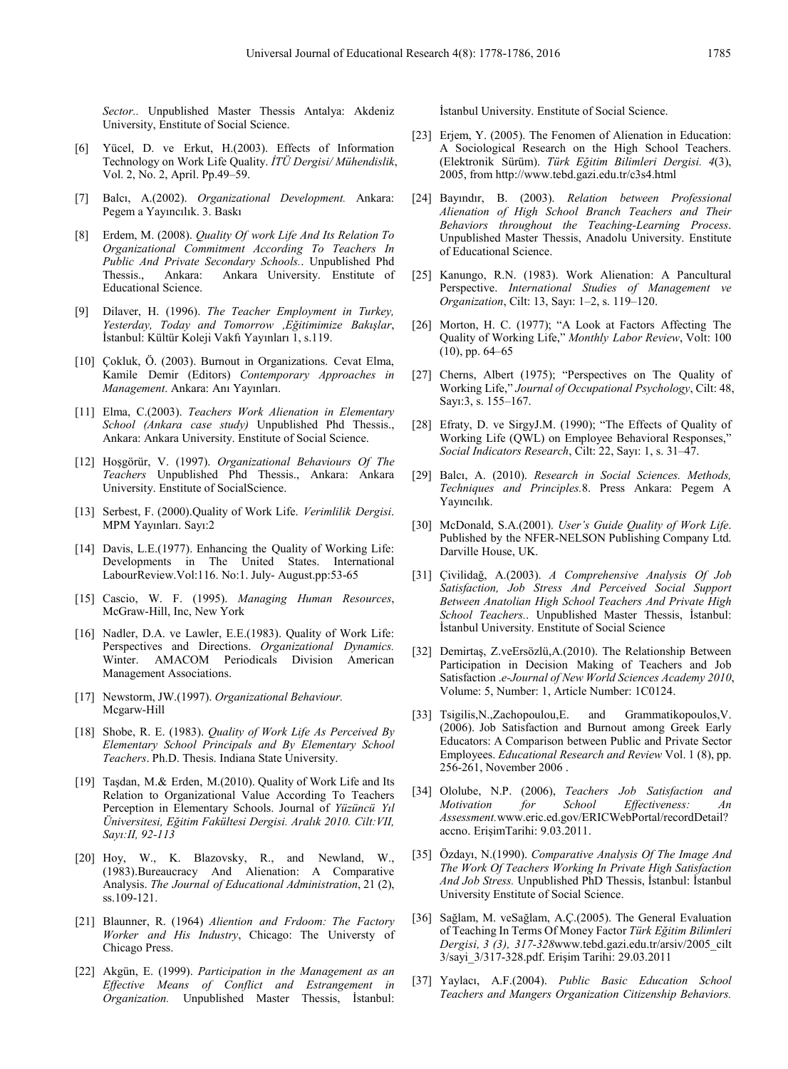*Sector..* Unpublished Master Thessis Antalya: Akdeniz University, Enstitute of Social Science.

[6] Yücel, D. ve Erkut, H.(2003). Effects of Information Technology on Work Life Quality. *İTÜ Dergisi/ Mühendislik*, Vol. 2, No. 2, April. Pp.49–59.

[7] Balcı, A.(2002). *Organizational Development.* Ankara: Pegem a Yayıncılık. 3. Baskı

[8] Erdem, M. (2008). *Quality Of work Life And Its Relation To Organizational Commitment According To Teachers In Public And Private Secondary Schools.*. Unpublished Phd Thessis., Ankara: Ankara University. Enstitute of Educational Science.

[9] Dilaver, H. (1996). *The Teacher Employment in Turkey, Yesterday, Today and Tomorrow ,Eğitimimize Bakışlar*, İstanbul: Kültür Koleji Vakfı Yayınları 1, s.119.

[10] Çokluk, Ö. (2003). Burnout in Organizations. Cevat Elma, Kamile Demir (Editors) *Contemporary Approaches in Management*. Ankara: Anı Yayınları.

[11] Elma, C.(2003). *Teachers Work Alienation in Elementary School (Ankara case study)* Unpublished Phd Thessis., Ankara: Ankara University. Enstitute of Social Science.

[12] Hoşgörür, V. (1997). *Organizational Behaviours Of The Teachers* Unpublished Phd Thessis., Ankara: Ankara University. Enstitute of SocialScience.

[13] Serbest, F. (2000).Quality of Work Life. *Verimlilik Dergisi*. MPM Yayınları. Sayı:2

[14] Davis, L.E.(1977). Enhancing the Quality of Working Life: Developments in The United States. International LabourReview.Vol:116. No:1. July- August.pp:53-65

[15] Cascio, W. F. (1995). *Managing Human Resources*, McGraw-Hill, Inc, New York

[16] Nadler, D.A. ve Lawler, E.E.(1983). Quality of Work Life: Perspectives and Directions. *Organizational Dynamics.* Winter. AMACOM Periodicals Division American Management Associations.

[17] Newstorm, JW.(1997). *Organizational Behaviour.* Mcgarw-Hill

[18] Shobe, R. E. (1983). *Quality of Work Life As Perceived By Elementary School Principals and By Elementary School Teachers*. Ph.D. Thesis. Indiana State University.

[19] Taşdan, M.& Erden, M.(2010). Quality of Work Life and Its Relation to Organizational Value According To Teachers Perception in Elementary Schools. Journal of *Yüzüncü Yıl Üniversitesi, Eğitim Fakültesi Dergisi. Aralık 2010. Cilt:VII, Sayı:II, 92-113*

[20] Hoy, W., K. Blazovsky, R., and Newland, W., (1983).Bureaucracy And Alienation: A Comparative Analysis. *The Journal of Educational Administration*, 21 (2), ss.109-121.

[21] Blaunner, R. (1964) *Aliention and Frdoom: The Factory Worker and His Industry*, Chicago: The Universty of Chicago Press.

[22] Akgün, E. (1999). *Participation in the Management as an Effective Means of Conflict and Estrangement in Organization.* Unpublished Master Thessis, İstanbul: İstanbul University. Enstitute of Social Science.

[23] Erjem, Y. (2005). The Fenomen of Alienation in Education: A Sociological Research on the High School Teachers. (Elektronik Sürüm). *Türk Eğitim Bilimleri Dergisi. 4*(3), 2005, from http://www.tebd.gazi.edu.tr/c3s4.html

[24] Bayındır, B. (2003). *Relation between Professional Alienation of High School Branch Teachers and Their Behaviors throughout the Teaching-Learning Process*. Unpublished Master Thessis, Anadolu University. Enstitute of Educational Science.

[25] Kanungo, R.N. (1983). Work Alienation: A Pancultural Perspective. *International Studies of Management ve Organization*, Cilt: 13, Sayı: 1–2, s. 119–120.

[26] Morton, H. C. (1977); "A Look at Factors Affecting The Quality of Working Life," *Monthly Labor Review*, Volt: 100 (10), pp. 64–65

[27] Cherns, Albert (1975); "Perspectives on The Quality of Working Life," *Journal of Occupational Psychology*, Cilt: 48, Sayı:3, s. 155–167.

[28] Efraty, D. ve SirgyJ.M. (1990); "The Effects of Quality of Working Life (QWL) on Employee Behavioral Responses," *Social Indicators Research*, Cilt: 22, Sayı: 1, s. 31–47.

[29] Balcı, A. (2010). *Research in Social Sciences. Methods, Techniques and Principles.*8. Press Ankara: Pegem A Yayıncılık.

[30] McDonald, S.A.(2001). *User's Guide Quality of Work Life*. Published by the NFER-NELSON Publishing Company Ltd. Darville House, UK.

[31] Çivilidağ, A.(2003). *A Comprehensive Analysis Of Job Satisfaction, Job Stress And Perceived Social Support Between Anatolian High School Teachers And Private High School Teachers.*. Unpublished Master Thessis, İstanbul: İstanbul University. Enstitute of Social Science

[32] Demirtaş, Z.veErsözlü,A.(2010). The Relationship Between Participation in Decision Making of Teachers and Job Satisfaction *.e-Journal of New World Sciences Academy 2010*, Volume: 5, Number: 1, Article Number: 1C0124.

[33] Tsigilis,N.,Zachopoulou,E. and Grammatikopoulos,V. (2006). Job Satisfaction and Burnout among Greek Early Educators: A Comparison between Public and Private Sector Employees. *Educational Research and Review* Vol. 1 (8), pp. 256-261, November 2006 .

[34] Ololube, N.P. (2006), *Teachers Job Satisfaction and Motivation for School Effectiveness: An Assessment.*www.eric.ed.gov/ERICWebPortal/recordDetail?accno. ErişimTarihi: 9.03.2011.

[35] Özdayı, N.(1990). *Comparative Analysis Of The Image And The Work Of Teachers Working In Private High Satisfaction And Job Stress.* Unpublished PhD Thessis, İstanbul: İstanbul University Enstitute of Social Science.

[36] Sağlam, M. veSağlam, A.Ç.(2005). The General Evaluation of Teaching In Terms Of Money Factor *Türk Eğitim Bilimleri Dergisi, 3 (3), 317-328*www.tebd.gazi.edu.tr/arsiv/2005_cilt3/sayi_3/317-328.pdf. Erişim Tarihi: 29.03.2011

[37] Yaylacı, A.F.(2004). *Public Basic Education School Teachers and Mangers Organization Citizenship Behaviors.*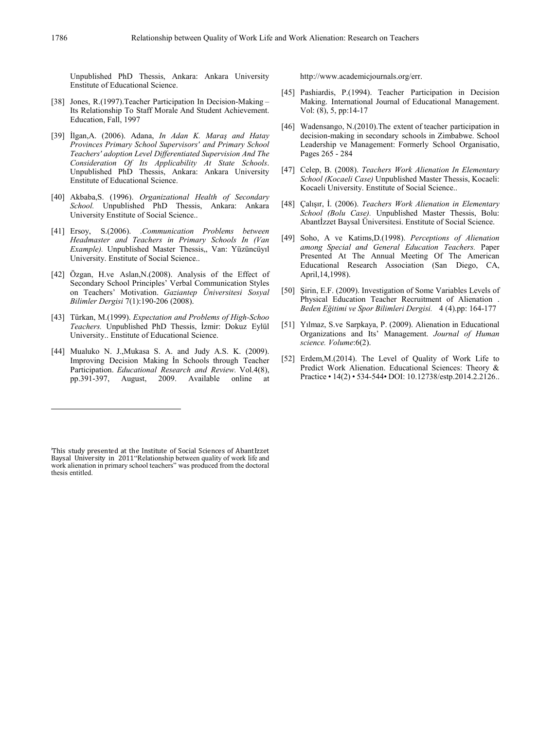Unpublished PhD Thessis, Ankara: Ankara University Enstitute of Educational Science.

[38] Jones, R.(1997).Teacher Participation In Decision-Making – Its Relationship To Staff Morale And Student Achievement. Education, Fall, 1997

[39] İlgan,A. (2006). Adana, *In Adan K. Maraş and Hatay Provinces Primary School Supervisors' and Primary School Teachers' adoption Level Differentiated Supervision And The Consideration Of Its Applicability At State Schools*. Unpublished PhD Thessis, Ankara: Ankara University Enstitute of Educational Science.

[40] Akbaba,S. (1996). *Organizational Health of Secondary School.* Unpublished PhD Thessis, Ankara: Ankara University Enstitute of Social Science..

[41] Ersoy, S.(2006). *.Communication Problems between Headmaster and Teachers in Primary Schools In (Van Example).* Unpublished Master Thessis,, Van: Yüzüncüyıl University. Enstitute of Social Science..

[42] Özgan, H.ve Aslan,N.(2008). Analysis of the Effect of Secondary School Principles' Verbal Communication Styles on Teachers' Motivation. *Gaziantep Üniversitesi Sosyal Bilimler Dergisi* 7(1):190-206 (2008).

[43] Türkan, M.(1999). *Expectation and Problems of High-Schoo Teachers.* Unpublished PhD Thessis, İzmir: Dokuz Eylül University.. Enstitute of Educational Science.

[44] Mualuko N. J.,Mukasa S. A. and Judy A.S. K. (2009). Improving Decision Making İn Schools through Teacher Participation. *Educational Research and Review.* Vol.4(8), pp.391-397, August, 2009. Available online at http://www.academicjournals.org/err.

[45] Pashiardis, P.(1994). Teacher Participation in Decision Making. International Journal of Educational Management. Vol: (8), 5, pp:14-17

[46] Wadensango, N.(2010).The extent of teacher participation in decision-making in secondary schools in Zimbabwe. School Leadership ve Management: Formerly School Organisatio, Pages 265 - 284

[47] Celep, B. (2008). *Teachers Work Alienation In Elementary School (Kocaeli Case)* Unpublished Master Thessis, Kocaeli: Kocaeli University. Enstitute of Social Science..

[48] Çalışır, İ. (2006). *Teachers Work Alienation in Elementary School (Bolu Case).* Unpublished Master Thessis, Bolu: Abantİzzet Baysal Üniversitesi. Enstitute of Social Science.

[49] Soho, A ve Katims,D.(1998). *Perceptions of Alienation among Special and General Education Teachers.* Paper Presented At The Annual Meeting Of The American Educational Research Association (San Diego, CA, April,14,1998).

[50] Şirin, E.F. (2009). Investigation of Some Variables Levels of Physical Education Teacher Recruitment of Alienation . *Beden Eğitimi ve Spor Bilimleri Dergisi.* 4 (4).pp: 164-177

[51] Yılmaz, S.ve Sarpkaya, P. (2009). Alienation in Educational Organizations and Its' Management. *Journal of Human science. Volume*:6(2).

[52] Erdem,M.(2014). The Level of Quality of Work Life to Predict Work Alienation. Educational Sciences: Theory & Practice • 14(2) • 534-544• DOI: 10.12738/estp.2014.2.2126..

[i] This study presented at the Institute of Social Sciences of AbantIzzet Baysal University in 2011"Relationship between quality of work life and work alienation in primary school teachers" was produced from the doctoral thesis entitled.